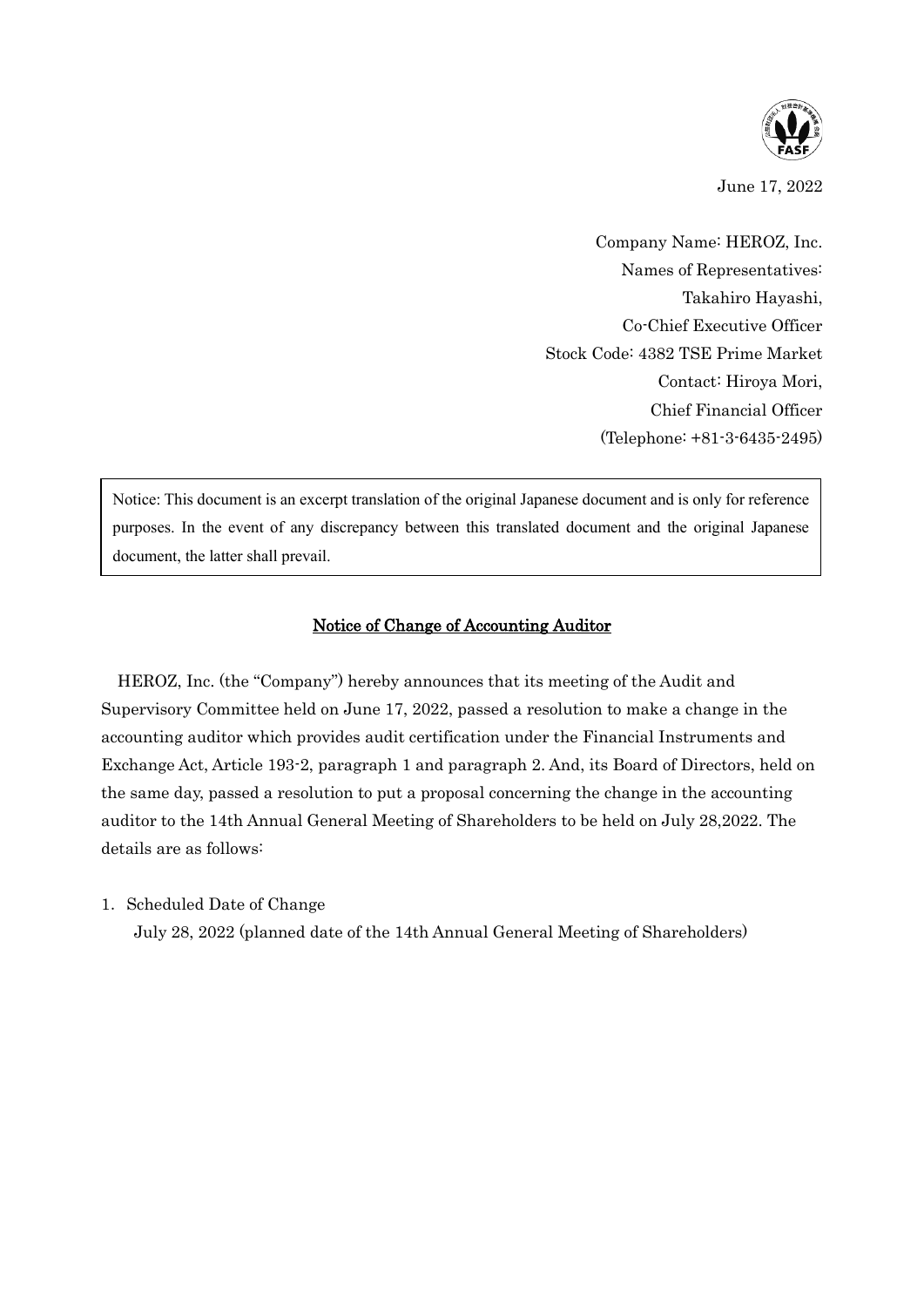June 17, 2022

Company Name: HEROZ, Inc.
Names of Representatives:
Takahiro Hayashi,
Co-Chief Executive Officer
Stock Code: 4382 TSE Prime Market
Contact: Hiroya Mori,
Chief Financial Officer
(Telephone: +81-3-6435-2495)

> Notice: This document is an excerpt translation of the original Japanese document and is only for reference purposes. In the event of any discrepancy between this translated document and the original Japanese document, the latter shall prevail.

## Notice of Change of Accounting Auditor

HEROZ, Inc. (the "Company") hereby announces that its meeting of the Audit and Supervisory Committee held on June 17, 2022, passed a resolution to make a change in the accounting auditor which provides audit certification under the Financial Instruments and Exchange Act, Article 193-2, paragraph 1 and paragraph 2. And, its Board of Directors, held on the same day, passed a resolution to put a proposal concerning the change in the accounting auditor to the 14th Annual General Meeting of Shareholders to be held on July 28,2022. The details are as follows:

1. Scheduled Date of Change

   July 28, 2022 (planned date of the 14th Annual General Meeting of Shareholders)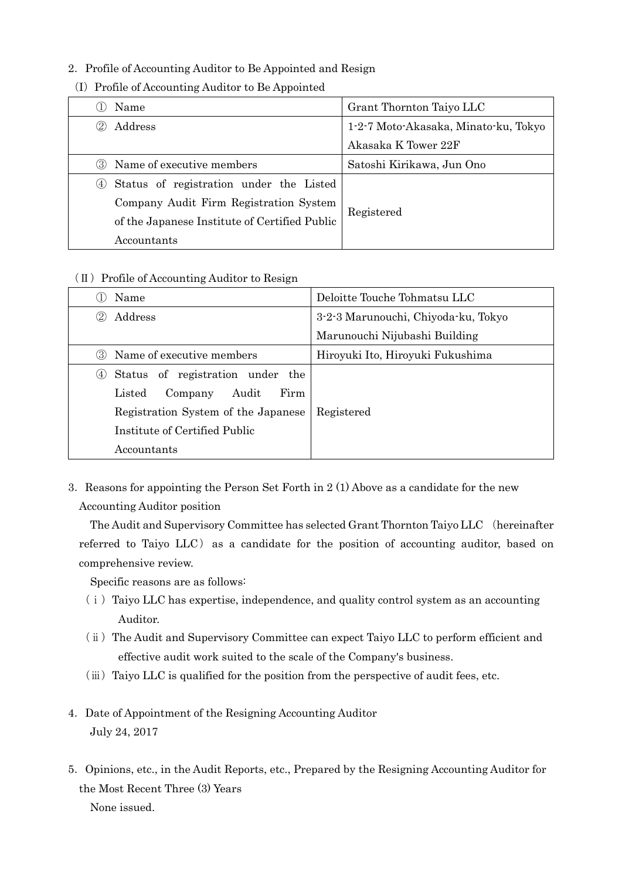2. Profile of Accounting Auditor to Be Appointed and Resign

(I) Profile of Accounting Auditor to Be Appointed

| | |
|---|---|
| ① Name | Grant Thornton Taiyo LLC |
| ② Address | 1-2-7 Moto-Akasaka, Minato-ku, Tokyo Akasaka K Tower 22F |
| ③ Name of executive members | Satoshi Kirikawa, Jun Ono |
| ④ Status of registration under the Listed Company Audit Firm Registration System of the Japanese Institute of Certified Public Accountants | Registered |

(Ⅱ) Profile of Accounting Auditor to Resign

| | |
|---|---|
| ① Name | Deloitte Touche Tohmatsu LLC |
| ② Address | 3-2-3 Marunouchi, Chiyoda-ku, Tokyo Marunouchi Nijubashi Building |
| ③ Name of executive members | Hiroyuki Ito, Hiroyuki Fukushima |
| ④ Status of registration under the Listed Company Audit Firm Registration System of the Japanese Institute of Certified Public Accountants | Registered |

3. Reasons for appointing the Person Set Forth in 2 (1) Above as a candidate for the new Accounting Auditor position

The Audit and Supervisory Committee has selected Grant Thornton Taiyo LLC (hereinafter referred to Taiyo LLC) as a candidate for the position of accounting auditor, based on comprehensive review.

Specific reasons are as follows:

(ⅰ) Taiyo LLC has expertise, independence, and quality control system as an accounting Auditor.

(ⅱ) The Audit and Supervisory Committee can expect Taiyo LLC to perform efficient and effective audit work suited to the scale of the Company's business.

(ⅲ) Taiyo LLC is qualified for the position from the perspective of audit fees, etc.

4. Date of Appointment of the Resigning Accounting Auditor

July 24, 2017

5. Opinions, etc., in the Audit Reports, etc., Prepared by the Resigning Accounting Auditor for the Most Recent Three (3) Years

None issued.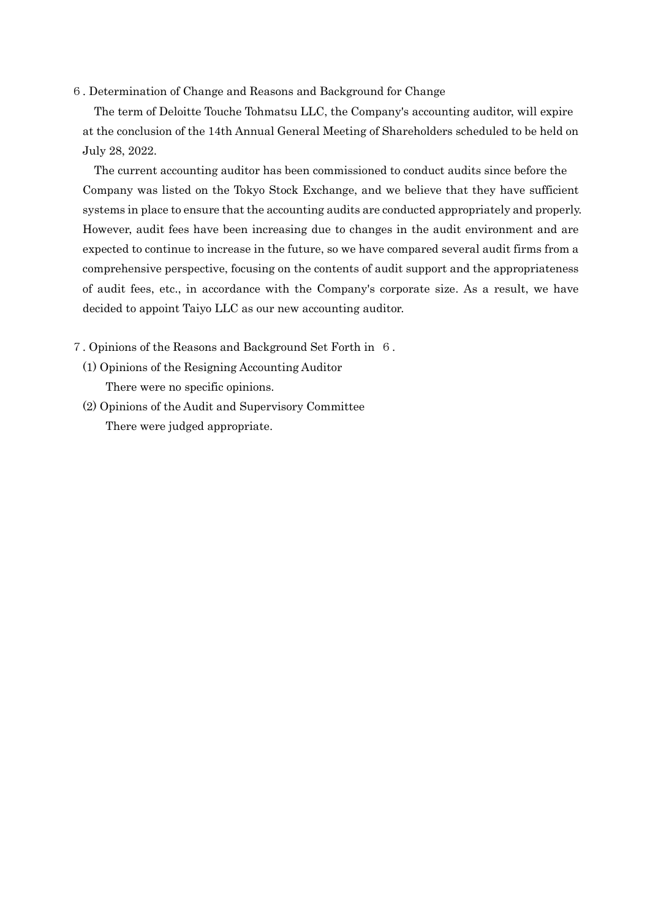6 . Determination of Change and Reasons and Background for Change

The term of Deloitte Touche Tohmatsu LLC, the Company's accounting auditor, will expire at the conclusion of the 14th Annual General Meeting of Shareholders scheduled to be held on July 28, 2022.

The current accounting auditor has been commissioned to conduct audits since before the Company was listed on the Tokyo Stock Exchange, and we believe that they have sufficient systems in place to ensure that the accounting audits are conducted appropriately and properly. However, audit fees have been increasing due to changes in the audit environment and are expected to continue to increase in the future, so we have compared several audit firms from a comprehensive perspective, focusing on the contents of audit support and the appropriateness of audit fees, etc., in accordance with the Company's corporate size. As a result, we have decided to appoint Taiyo LLC as our new accounting auditor.

7 . Opinions of the Reasons and Background Set Forth in 6 .

(1) Opinions of the Resigning Accounting Auditor

There were no specific opinions.

(2) Opinions of the Audit and Supervisory Committee

There were judged appropriate.